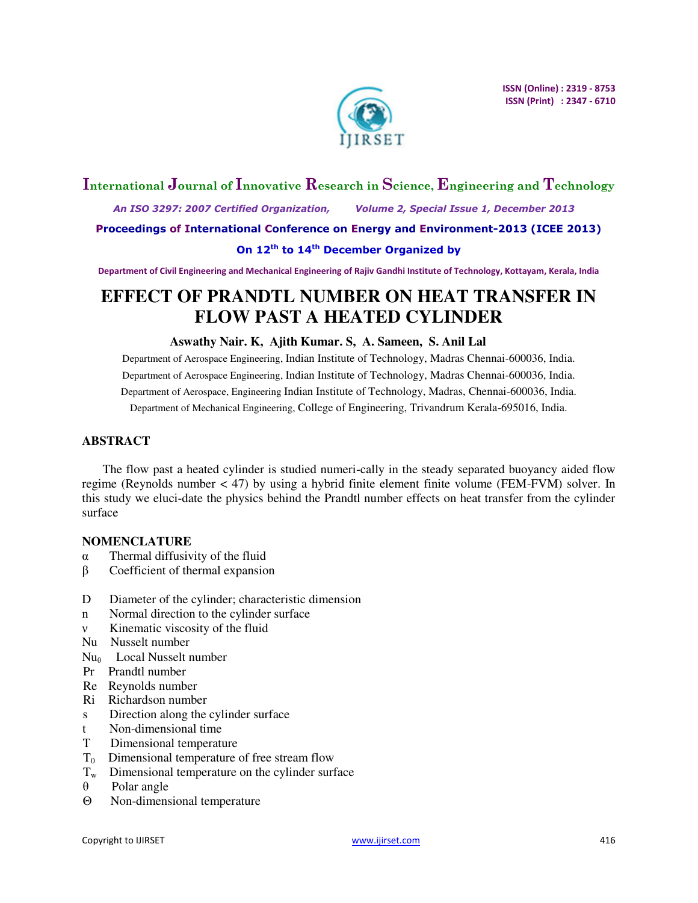# EFFECT OF PRANDTL NUMBER ON HEAT TRANSFER IN FLOW PAST A HEATED CYLINDER

**Aswathy Nair. K, Ajith Kumar. S, A. Sameen, S. Anil Lal**

Department of Aerospace Engineering, Indian Institute of Technology, Madras Chennai-600036, India.

Department of Aerospace Engineering, Indian Institute of Technology, Madras Chennai-600036, India.

Department of Aerospace, Engineering Indian Institute of Technology, Madras, Chennai-600036, India.

Department of Mechanical Engineering, College of Engineering, Trivandrum Kerala-695016, India.

## ABSTRACT

The flow past a heated cylinder is studied numeri-cally in the steady separated buoyancy aided flow regime (Reynolds number < 47) by using a hybrid finite element finite volume (FEM-FVM) solver. In this study we eluci-date the physics behind the Prandtl number effects on heat transfer from the cylinder surface

## NOMENCLATURE

- $\alpha$ Thermal diffusivity of the fluid
- $\beta$ Coefficient of thermal expansion
- $D$ Diameter of the cylinder; characteristic dimension
- $n$ Normal direction to the cylinder surface
- $\nu$ Kinematic viscosity of the fluid
- $Nu$ Nusselt number
- $Nu_\theta$ Local Nusselt number
- $Pr$ Prandtl number
- $Re$ Reynolds number
- $Ri$ Richardson number
- $s$ Direction along the cylinder surface
- $t$ Non-dimensional time
- $T$ Dimensional temperature
- $T_0$ Dimensional temperature of free stream flow
- $T_w$ Dimensional temperature on the cylinder surface
- $\theta$ Polar angle
- $\Theta$ Non-dimensional temperature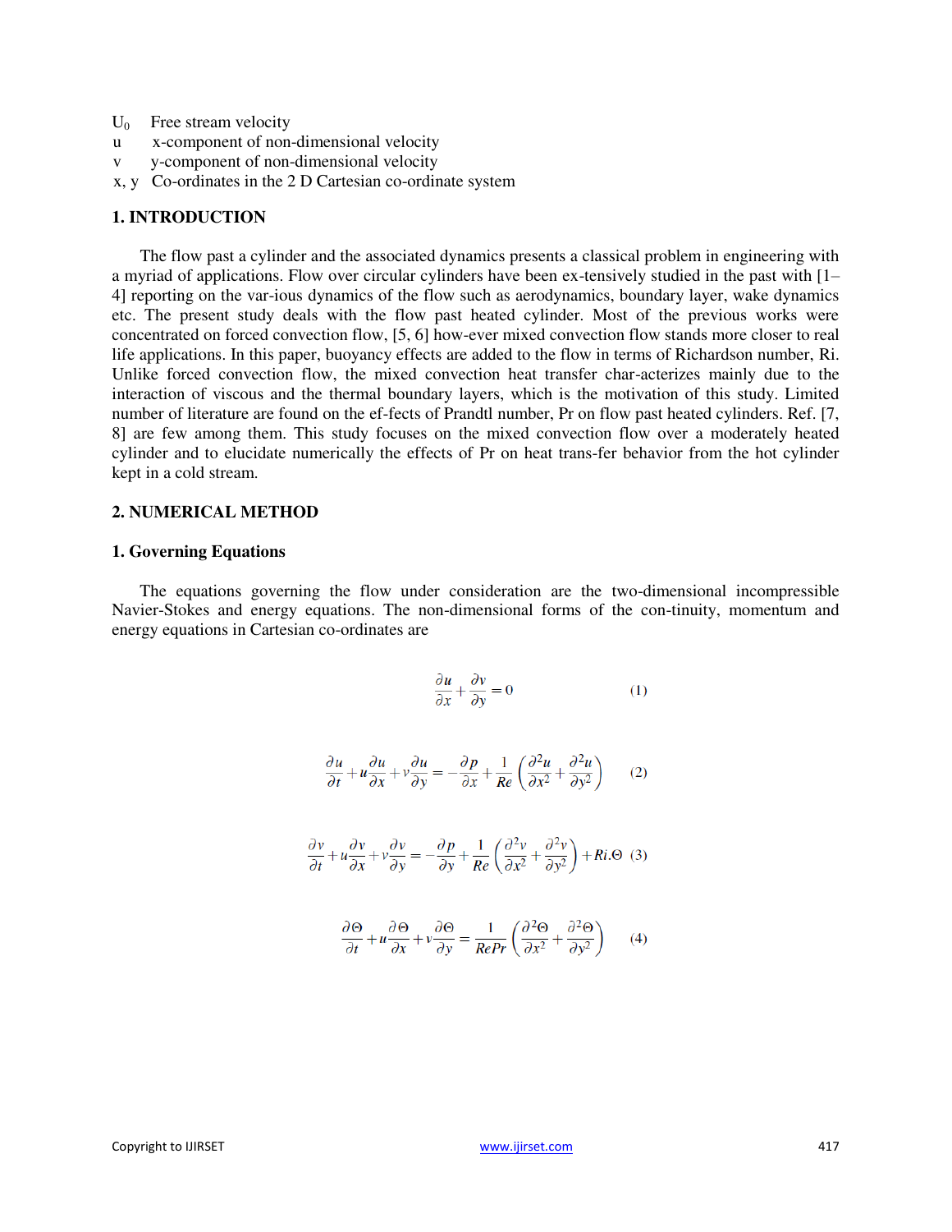$U_0$ Free stream velocity
u x-component of non-dimensional velocity
v y-component of non-dimensional velocity
x, y Co-ordinates in the 2 D Cartesian co-ordinate system

## 1. INTRODUCTION

The flow past a cylinder and the associated dynamics presents a classical problem in engineering with a myriad of applications. Flow over circular cylinders have been ex-tensively studied in the past with [1–4] reporting on the var-ious dynamics of the flow such as aerodynamics, boundary layer, wake dynamics etc. The present study deals with the flow past heated cylinder. Most of the previous works were concentrated on forced convection flow, [5, 6] how-ever mixed convection flow stands more closer to real life applications. In this paper, buoyancy effects are added to the flow in terms of Richardson number, Ri. Unlike forced convection flow, the mixed convection heat transfer char-acterizes mainly due to the interaction of viscous and the thermal boundary layers, which is the motivation of this study. Limited number of literature are found on the ef-fects of Prandtl number, Pr on flow past heated cylinders. Ref. [7, 8] are few among them. This study focuses on the mixed convection flow over a moderately heated cylinder and to elucidate numerically the effects of Pr on heat trans-fer behavior from the hot cylinder kept in a cold stream.

## 2. NUMERICAL METHOD

### 1. Governing Equations

The equations governing the flow under consideration are the two-dimensional incompressible Navier-Stokes and energy equations. The non-dimensional forms of the con-tinuity, momentum and energy equations in Cartesian co-ordinates are

$$\frac{\partial u}{\partial x} + \frac{\partial v}{\partial y} = 0 \qquad (1)$$

$$\frac{\partial u}{\partial t} + u\frac{\partial u}{\partial x} + v\frac{\partial u}{\partial y} = -\frac{\partial p}{\partial x} + \frac{1}{Re}\left(\frac{\partial^2 u}{\partial x^2} + \frac{\partial^2 u}{\partial y^2}\right) \qquad (2)$$

$$\frac{\partial v}{\partial t} + u\frac{\partial v}{\partial x} + v\frac{\partial v}{\partial y} = -\frac{\partial p}{\partial y} + \frac{1}{Re}\left(\frac{\partial^2 v}{\partial x^2} + \frac{\partial^2 v}{\partial y^2}\right) + Ri.\Theta \qquad (3)$$

$$\frac{\partial \Theta}{\partial t} + u\frac{\partial \Theta}{\partial x} + v\frac{\partial \Theta}{\partial y} = \frac{1}{RePr}\left(\frac{\partial^2 \Theta}{\partial x^2} + \frac{\partial^2 \Theta}{\partial y^2}\right) \qquad (4)$$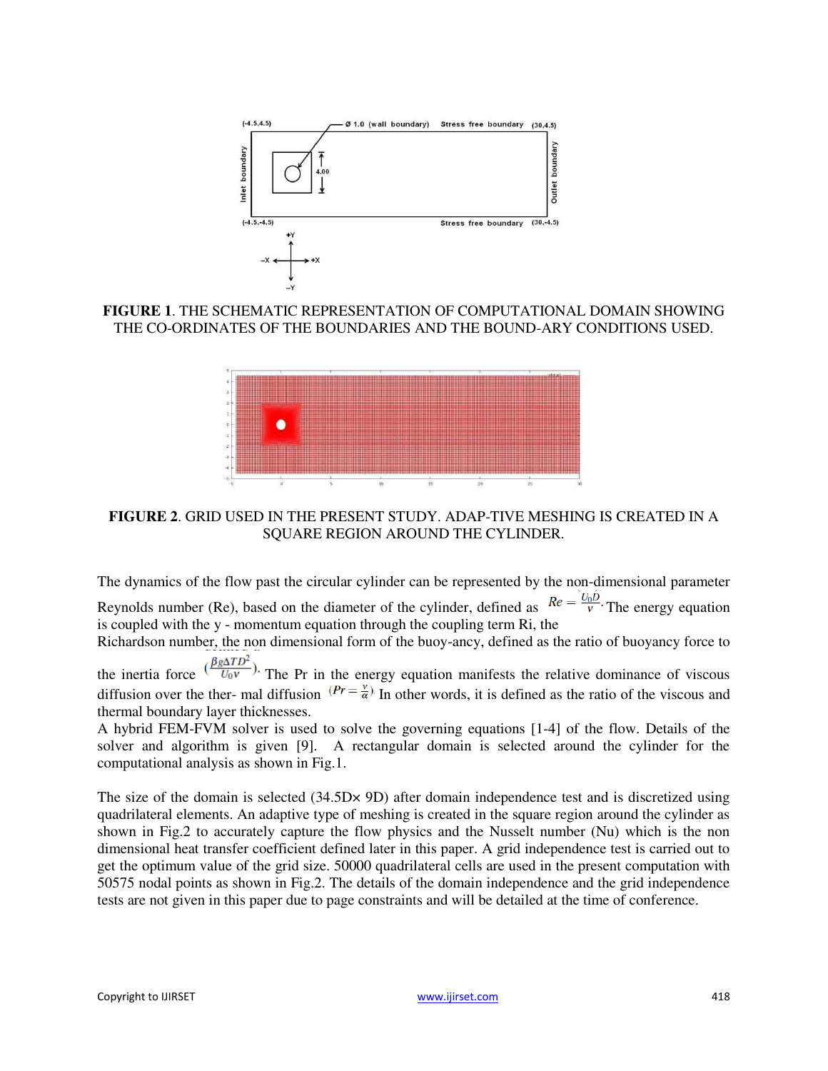**FIGURE 1**. THE SCHEMATIC REPRESENTATION OF COMPUTATIONAL DOMAIN SHOWING THE CO-ORDINATES OF THE BOUNDARIES AND THE BOUND-ARY CONDITIONS USED.

**FIGURE 2**. GRID USED IN THE PRESENT STUDY. ADAP-TIVE MESHING IS CREATED IN A SQUARE REGION AROUND THE CYLINDER.

The dynamics of the flow past the circular cylinder can be represented by the non-dimensional parameter Reynolds number (Re), based on the diameter of the cylinder, defined as $Re = \frac{U_0 D}{\nu}$. The energy equation is coupled with the y - momentum equation through the coupling term Ri, the Richardson number, the non dimensional form of the buoy-ancy, defined as the ratio of buoyancy force to the inertia force $(\frac{\beta g \Delta T D^2}{U_0 \nu})$. The Pr in the energy equation manifests the relative dominance of viscous diffusion over the ther- mal diffusion $(Pr = \frac{\nu}{\alpha})$. In other words, it is defined as the ratio of the viscous and thermal boundary layer thicknesses.
A hybrid FEM-FVM solver is used to solve the governing equations [1-4] of the flow. Details of the solver and algorithm is given [9]. A rectangular domain is selected around the cylinder for the computational analysis as shown in Fig.1.

The size of the domain is selected (34.5D× 9D) after domain independence test and is discretized using quadrilateral elements. An adaptive type of meshing is created in the square region around the cylinder as shown in Fig.2 to accurately capture the flow physics and the Nusselt number (Nu) which is the non dimensional heat transfer coefficient defined later in this paper. A grid independence test is carried out to get the optimum value of the grid size. 50000 quadrilateral cells are used in the present computation with 50575 nodal points as shown in Fig.2. The details of the domain independence and the grid independence tests are not given in this paper due to page constraints and will be detailed at the time of conference.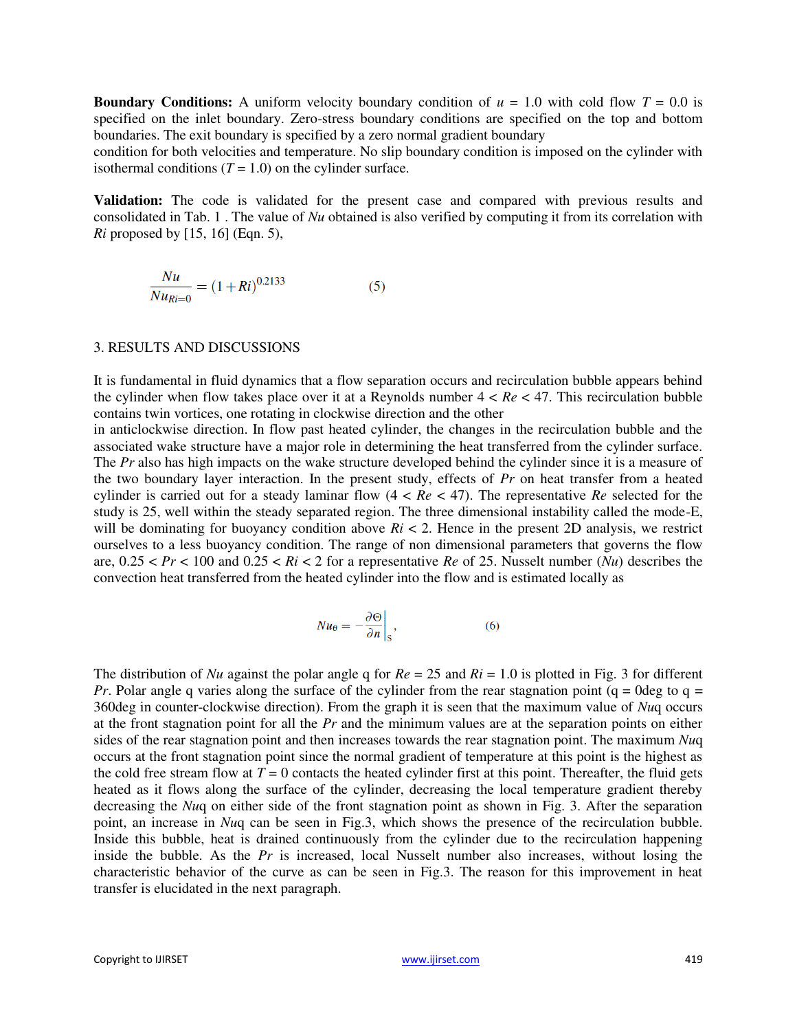**Boundary Conditions:** A uniform velocity boundary condition of $u = 1.0$ with cold flow $T = 0.0$ is specified on the inlet boundary. Zero-stress boundary conditions are specified on the top and bottom boundaries. The exit boundary is specified by a zero normal gradient boundary condition for both velocities and temperature. No slip boundary condition is imposed on the cylinder with isothermal conditions ($T = 1.0$) on the cylinder surface.

**Validation:** The code is validated for the present case and compared with previous results and consolidated in Tab. 1 . The value of *Nu* obtained is also verified by computing it from its correlation with *Ri* proposed by [15, 16] (Eqn. 5),

$$\frac{Nu}{Nu_{Ri=0}} = (1 + Ri)^{0.2133} \qquad (5)$$

## 3. RESULTS AND DISCUSSIONS

It is fundamental in fluid dynamics that a flow separation occurs and recirculation bubble appears behind the cylinder when flow takes place over it at a Reynolds number $4 < Re < 47$. This recirculation bubble contains twin vortices, one rotating in clockwise direction and the other in anticlockwise direction. In flow past heated cylinder, the changes in the recirculation bubble and the associated wake structure have a major role in determining the heat transferred from the cylinder surface. The *Pr* also has high impacts on the wake structure developed behind the cylinder since it is a measure of the two boundary layer interaction. In the present study, effects of *Pr* on heat transfer from a heated cylinder is carried out for a steady laminar flow ($4 < Re < 47$). The representative *Re* selected for the study is 25, well within the steady separated region. The three dimensional instability called the mode-E, will be dominating for buoyancy condition above $Ri < 2$. Hence in the present 2D analysis, we restrict ourselves to a less buoyancy condition. The range of non dimensional parameters that governs the flow are, $0.25 < Pr < 100$ and $0.25 < Ri < 2$ for a representative *Re* of 25. Nusselt number (*Nu*) describes the convection heat transferred from the heated cylinder into the flow and is estimated locally as

$$Nu_{\theta} = -\left.\frac{\partial \Theta}{\partial n}\right|_{S}, \qquad (6)$$

The distribution of *Nu* against the polar angle q for $Re = 25$ and $Ri = 1.0$ is plotted in Fig. 3 for different *Pr*. Polar angle q varies along the surface of the cylinder from the rear stagnation point (q = 0deg to q = 360deg in counter-clockwise direction). From the graph it is seen that the maximum value of *Nu*q occurs at the front stagnation point for all the *Pr* and the minimum values are at the separation points on either sides of the rear stagnation point and then increases towards the rear stagnation point. The maximum *Nu*q occurs at the front stagnation point since the normal gradient of temperature at this point is the highest as the cold free stream flow at $T = 0$ contacts the heated cylinder first at this point. Thereafter, the fluid gets heated as it flows along the surface of the cylinder, decreasing the local temperature gradient thereby decreasing the *Nu*q on either side of the front stagnation point as shown in Fig. 3. After the separation point, an increase in *Nu*q can be seen in Fig.3, which shows the presence of the recirculation bubble. Inside this bubble, heat is drained continuously from the cylinder due to the recirculation happening inside the bubble. As the *Pr* is increased, local Nusselt number also increases, without losing the characteristic behavior of the curve as can be seen in Fig.3. The reason for this improvement in heat transfer is elucidated in the next paragraph.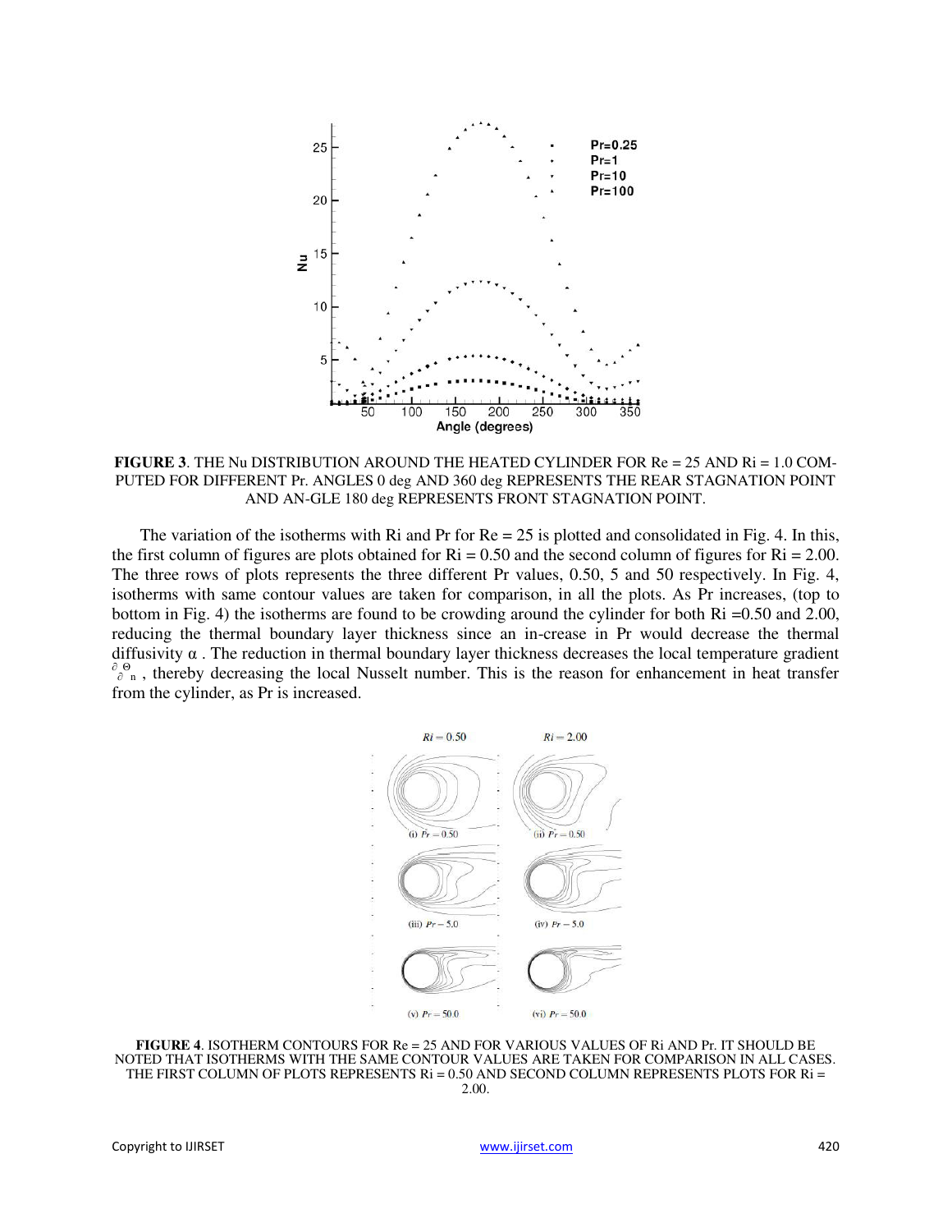**FIGURE 3**. THE Nu DISTRIBUTION AROUND THE HEATED CYLINDER FOR Re = 25 AND Ri = 1.0 COMPUTED FOR DIFFERENT Pr. ANGLES 0 deg AND 360 deg REPRESENTS THE REAR STAGNATION POINT AND AN-GLE 180 deg REPRESENTS FRONT STAGNATION POINT.

The variation of the isotherms with Ri and Pr for Re = 25 is plotted and consolidated in Fig. 4. In this, the first column of figures are plots obtained for Ri = 0.50 and the second column of figures for Ri = 2.00. The three rows of plots represents the three different Pr values, 0.50, 5 and 50 respectively. In Fig. 4, isotherms with same contour values are taken for comparison, in all the plots. As Pr increases, (top to bottom in Fig. 4) the isotherms are found to be crowding around the cylinder for both Ri =0.50 and 2.00, reducing the thermal boundary layer thickness since an in-crease in Pr would decrease the thermal diffusivity $\alpha$ . The reduction in thermal boundary layer thickness decreases the local temperature gradient $\frac{\partial \Theta}{\partial n}$ , thereby decreasing the local Nusselt number. This is the reason for enhancement in heat transfer from the cylinder, as Pr is increased.

**FIGURE 4**. ISOTHERM CONTOURS FOR Re = 25 AND FOR VARIOUS VALUES OF Ri AND Pr. IT SHOULD BE NOTED THAT ISOTHERMS WITH THE SAME CONTOUR VALUES ARE TAKEN FOR COMPARISON IN ALL CASES. THE FIRST COLUMN OF PLOTS REPRESENTS Ri = 0.50 AND SECOND COLUMN REPRESENTS PLOTS FOR Ri = 2.00.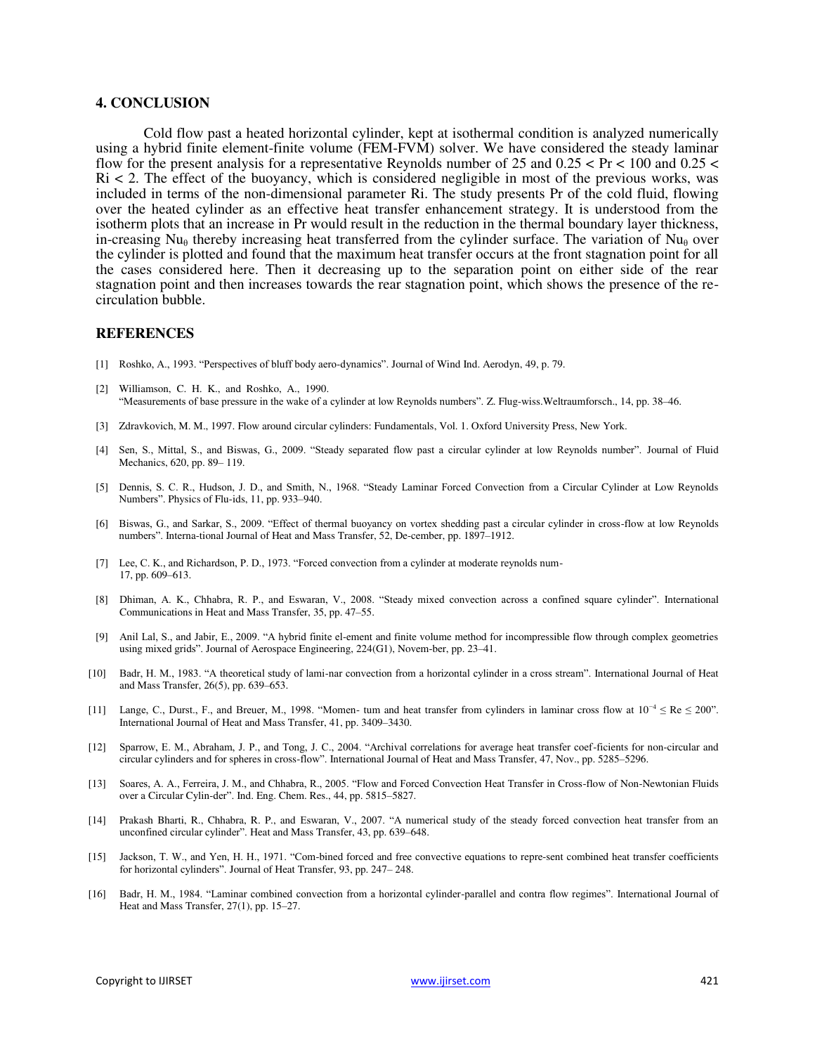## 4. CONCLUSION

Cold flow past a heated horizontal cylinder, kept at isothermal condition is analyzed numerically using a hybrid finite element-finite volume (FEM-FVM) solver. We have considered the steady laminar flow for the present analysis for a representative Reynolds number of 25 and $0.25 < Pr < 100$ and $0.25 < Ri < 2$. The effect of the buoyancy, which is considered negligible in most of the previous works, was included in terms of the non-dimensional parameter Ri. The study presents Pr of the cold fluid, flowing over the heated cylinder as an effective heat transfer enhancement strategy. It is understood from the isotherm plots that an increase in Pr would result in the reduction in the thermal boundary layer thickness, in-creasing $Nu_{\theta}$ thereby increasing heat transferred from the cylinder surface. The variation of $Nu_{\theta}$ over the cylinder is plotted and found that the maximum heat transfer occurs at the front stagnation point for all the cases considered here. Then it decreasing up to the separation point on either side of the rear stagnation point and then increases towards the rear stagnation point, which shows the presence of the re-circulation bubble.

## REFERENCES

[1] Roshko, A., 1993. "Perspectives of bluff body aero-dynamics". Journal of Wind Ind. Aerodyn, 49, p. 79.

[2] Williamson, C. H. K., and Roshko, A., 1990. "Measurements of base pressure in the wake of a cylinder at low Reynolds numbers". Z. Flug-wiss.Weltraumforsch., 14, pp. 38–46.

[3] Zdravkovich, M. M., 1997. Flow around circular cylinders: Fundamentals, Vol. 1. Oxford University Press, New York.

[4] Sen, S., Mittal, S., and Biswas, G., 2009. "Steady separated flow past a circular cylinder at low Reynolds number". Journal of Fluid Mechanics, 620, pp. 89– 119.

[5] Dennis, S. C. R., Hudson, J. D., and Smith, N., 1968. "Steady Laminar Forced Convection from a Circular Cylinder at Low Reynolds Numbers". Physics of Flu-ids, 11, pp. 933–940.

[6] Biswas, G., and Sarkar, S., 2009. "Effect of thermal buoyancy on vortex shedding past a circular cylinder in cross-flow at low Reynolds numbers". Interna-tional Journal of Heat and Mass Transfer, 52, De-cember, pp. 1897–1912.

[7] Lee, C. K., and Richardson, P. D., 1973. "Forced convection from a cylinder at moderate reynolds num-
17, pp. 609–613.

[8] Dhiman, A. K., Chhabra, R. P., and Eswaran, V., 2008. "Steady mixed convection across a confined square cylinder". International Communications in Heat and Mass Transfer, 35, pp. 47–55.

[9] Anil Lal, S., and Jabir, E., 2009. "A hybrid finite el-ement and finite volume method for incompressible flow through complex geometries using mixed grids". Journal of Aerospace Engineering, 224(G1), Novem-ber, pp. 23–41.

[10] Badr, H. M., 1983. "A theoretical study of lami-nar convection from a horizontal cylinder in a cross stream". International Journal of Heat and Mass Transfer, 26(5), pp. 639–653.

[11] Lange, C., Durst., F., and Breuer, M., 1998. "Momen- tum and heat transfer from cylinders in laminar cross flow at $10^{-4} \leq Re \leq 200$". International Journal of Heat and Mass Transfer, 41, pp. 3409–3430.

[12] Sparrow, E. M., Abraham, J. P., and Tong, J. C., 2004. "Archival correlations for average heat transfer coef-ficients for non-circular and circular cylinders and for spheres in cross-flow". International Journal of Heat and Mass Transfer, 47, Nov., pp. 5285–5296.

[13] Soares, A. A., Ferreira, J. M., and Chhabra, R., 2005. "Flow and Forced Convection Heat Transfer in Cross-flow of Non-Newtonian Fluids over a Circular Cylin-der". Ind. Eng. Chem. Res., 44, pp. 5815–5827.

[14] Prakash Bharti, R., Chhabra, R. P., and Eswaran, V., 2007. "A numerical study of the steady forced convection heat transfer from an unconfined circular cylinder". Heat and Mass Transfer, 43, pp. 639–648.

[15] Jackson, T. W., and Yen, H. H., 1971. "Com-bined forced and free convective equations to repre-sent combined heat transfer coefficients for horizontal cylinders". Journal of Heat Transfer, 93, pp. 247– 248.

[16] Badr, H. M., 1984. "Laminar combined convection from a horizontal cylinder-parallel and contra flow regimes". International Journal of Heat and Mass Transfer, 27(1), pp. 15–27.